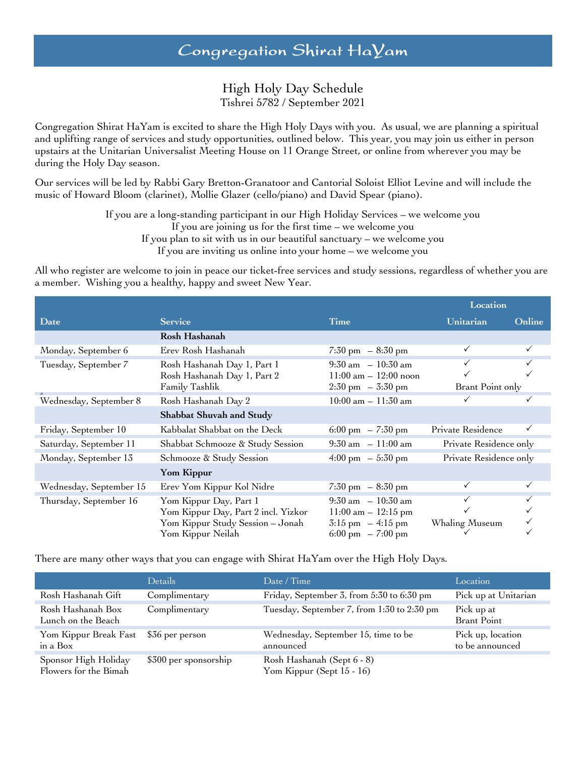# Congregation Shirat HaYam

## High Holy Day Schedule

Tishrei 5782 / September 2021

Congregation Shirat HaYam is excited to share the High Holy Days with you. As usual, we are planning a spiritual and uplifting range of services and study opportunities, outlined below. This year, you may join us either in person upstairs at the Unitarian Universalist Meeting House on 11 Orange Street, or online from wherever you may be during the Holy Day season.

Our services will be led by Rabbi Gary Bretton-Granatoor and Cantorial Soloist Elliot Levine and will include the music of Howard Bloom (clarinet), Mollie Glazer (cello/piano) and David Spear (piano).

If you are a long-standing participant in our High Holiday Services – we welcome you
If you are joining us for the first time – we welcome you
If you plan to sit with us in our beautiful sanctuary – we welcome you
If you are inviting us online into your home – we welcome you

All who register are welcome to join in peace our ticket-free services and study sessions, regardless of whether you are a member. Wishing you a healthy, happy and sweet New Year.

| | | | Location | |
|---|---|---|---|---|
| **Date** | **Service** | **Time** | **Unitarian** | **Online** |
| | **Rosh Hashanah** | | | |
| Monday, September 6 | Erev Rosh Hashanah | 7:30 pm – 8:30 pm | ✓ | ✓ |
| Tuesday, September 7 | Rosh Hashanah Day 1, Part 1 | 9:30 am – 10:30 am | ✓ | ✓ |
| | Rosh Hashanah Day 1, Part 2 | 11:00 am – 12:00 noon | ✓ | ✓ |
| | Family Tashlik | 2:30 pm – 3:30 pm | Brant Point only | |
| Wednesday, September 8 | Rosh Hashanah Day 2 | 10:00 am – 11:30 am | ✓ | ✓ |
| | **Shabbat Shuvah and Study** | | | |
| Friday, September 10 | Kabbalat Shabbat on the Deck | 6:00 pm – 7:30 pm | Private Residence | ✓ |
| Saturday, September 11 | Shabbat Schmooze & Study Session | 9:30 am – 11:00 am | Private Residence only | |
| Monday, September 13 | Schmooze & Study Session | 4:00 pm – 5:30 pm | Private Residence only | |
| | **Yom Kippur** | | | |
| Wednesday, September 15 | Erev Yom Kippur Kol Nidre | 7:30 pm – 8:30 pm | ✓ | ✓ |
| Thursday, September 16 | Yom Kippur Day, Part 1 | 9:30 am – 10:30 am | ✓ | ✓ |
| | Yom Kippur Day, Part 2 incl. Yizkor | 11:00 am – 12:15 pm | ✓ | ✓ |
| | Yom Kippur Study Session – Jonah | 3:15 pm – 4:15 pm | Whaling Museum | ✓ |
| | Yom Kippur Neilah | 6:00 pm – 7:00 pm | ✓ | ✓ |

There are many other ways that you can engage with Shirat HaYam over the High Holy Days.

| | Details | Date / Time | Location |
|---|---|---|---|
| Rosh Hashanah Gift | Complimentary | Friday, September 3, from 5:30 to 6:30 pm | Pick up at Unitarian |
| Rosh Hashanah Box Lunch on the Beach | Complimentary | Tuesday, September 7, from 1:30 to 2:30 pm | Pick up at Brant Point |
| Yom Kippur Break Fast in a Box | $36 per person | Wednesday, September 15, time to be announced | Pick up, location to be announced |
| Sponsor High Holiday Flowers for the Bimah | $300 per sponsorship | Rosh Hashanah (Sept 6 - 8)<br>Yom Kippur (Sept 15 - 16) | |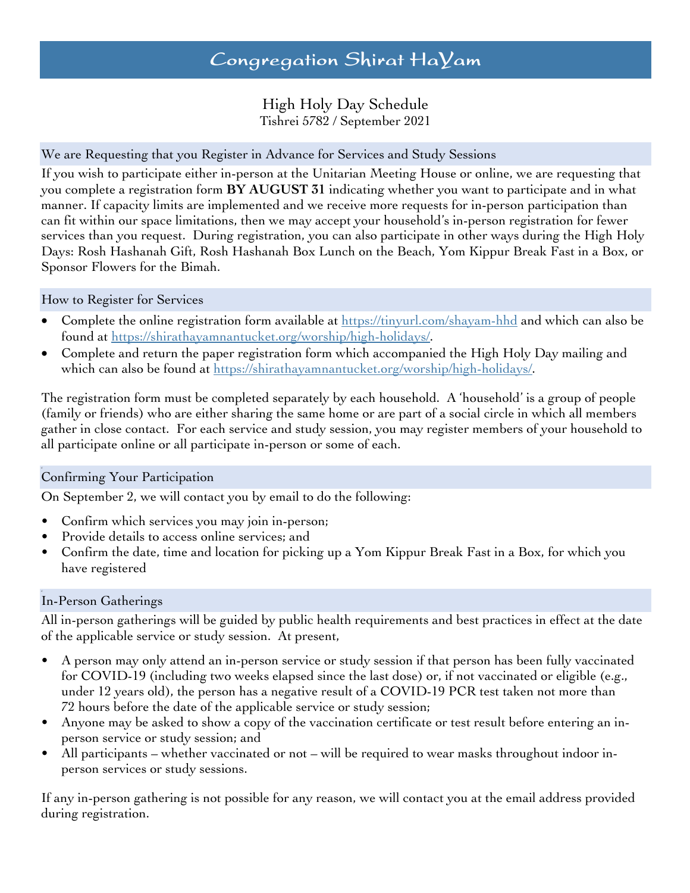# Congregation Shirat HaYam

## High Holy Day Schedule

Tishrei 5782 / September 2021

### We are Requesting that you Register in Advance for Services and Study Sessions

If you wish to participate either in-person at the Unitarian Meeting House or online, we are requesting that you complete a registration form **BY AUGUST 31** indicating whether you want to participate and in what manner. If capacity limits are implemented and we receive more requests for in-person participation than can fit within our space limitations, then we may accept your household's in-person registration for fewer services than you request. During registration, you can also participate in other ways during the High Holy Days: Rosh Hashanah Gift, Rosh Hashanah Box Lunch on the Beach, Yom Kippur Break Fast in a Box, or Sponsor Flowers for the Bimah.

### How to Register for Services

- Complete the online registration form available at https://tinyurl.com/shayam-hhd and which can also be found at https://shirathayamnantucket.org/worship/high-holidays/.
- Complete and return the paper registration form which accompanied the High Holy Day mailing and which can also be found at https://shirathayamnantucket.org/worship/high-holidays/.

The registration form must be completed separately by each household. A 'household' is a group of people (family or friends) who are either sharing the same home or are part of a social circle in which all members gather in close contact. For each service and study session, you may register members of your household to all participate online or all participate in-person or some of each.

### Confirming Your Participation

On September 2, we will contact you by email to do the following:

- Confirm which services you may join in-person;
- Provide details to access online services; and
- Confirm the date, time and location for picking up a Yom Kippur Break Fast in a Box, for which you have registered

### In-Person Gatherings

All in-person gatherings will be guided by public health requirements and best practices in effect at the date of the applicable service or study session. At present,

- A person may only attend an in-person service or study session if that person has been fully vaccinated for COVID-19 (including two weeks elapsed since the last dose) or, if not vaccinated or eligible (e.g., under 12 years old), the person has a negative result of a COVID-19 PCR test taken not more than 72 hours before the date of the applicable service or study session;
- Anyone may be asked to show a copy of the vaccination certificate or test result before entering an in-person service or study session; and
- All participants – whether vaccinated or not – will be required to wear masks throughout indoor in-person services or study sessions.

If any in-person gathering is not possible for any reason, we will contact you at the email address provided during registration.